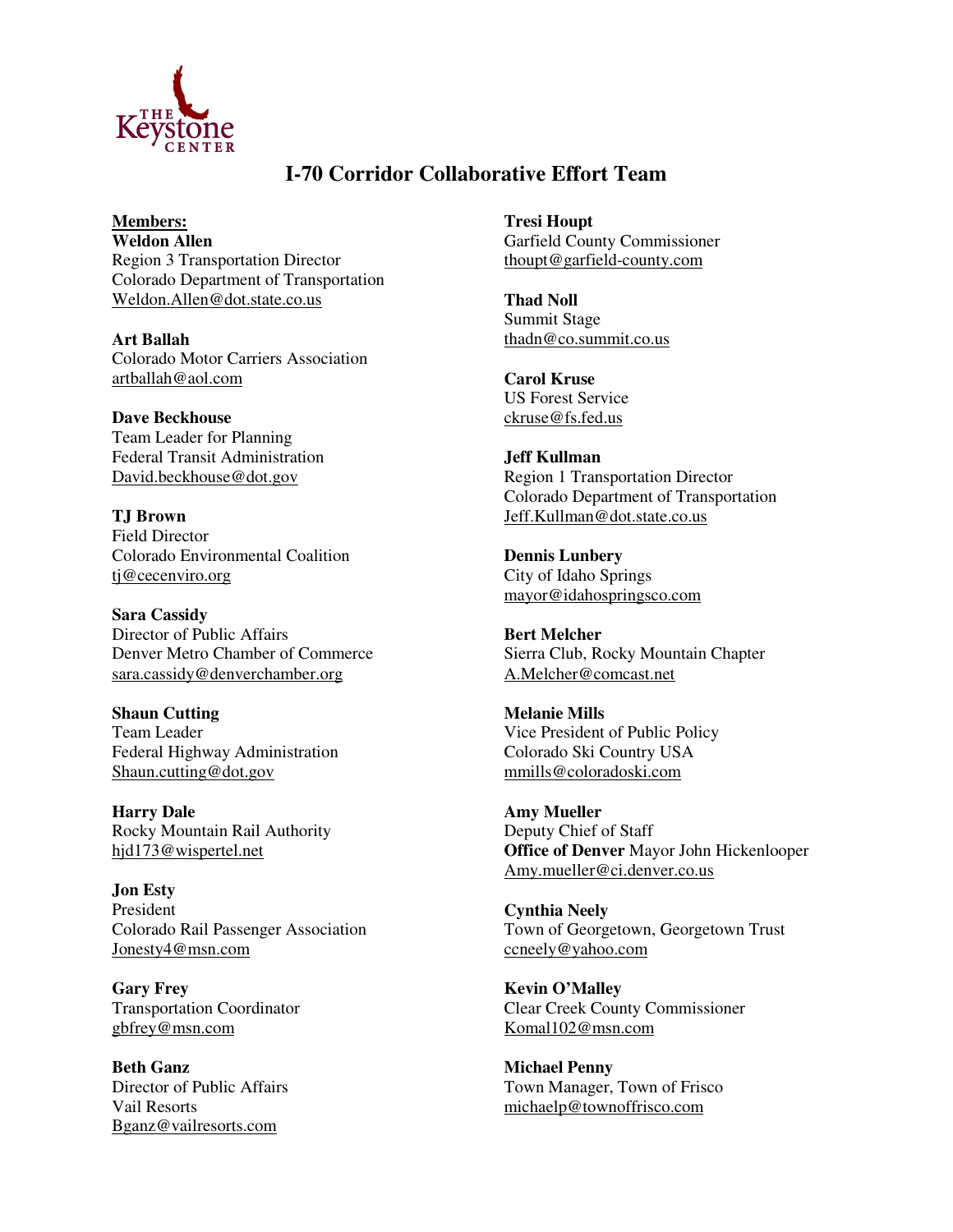THE Keystone CENTER

# I-70 Corridor Collaborative Effort Team

**Members:**

**Weldon Allen**
Region 3 Transportation Director
Colorado Department of Transportation
Weldon.Allen@dot.state.co.us

**Art Ballah**
Colorado Motor Carriers Association
artballah@aol.com

**Dave Beckhouse**
Team Leader for Planning
Federal Transit Administration
David.beckhouse@dot.gov

**TJ Brown**
Field Director
Colorado Environmental Coalition
tj@cecenviro.org

**Sara Cassidy**
Director of Public Affairs
Denver Metro Chamber of Commerce
sara.cassidy@denverchamber.org

**Shaun Cutting**
Team Leader
Federal Highway Administration
Shaun.cutting@dot.gov

**Harry Dale**
Rocky Mountain Rail Authority
hjd173@wispertel.net

**Jon Esty**
President
Colorado Rail Passenger Association
Jonesty4@msn.com

**Gary Frey**
Transportation Coordinator
gbfrey@msn.com

**Beth Ganz**
Director of Public Affairs
Vail Resorts
Bganz@vailresorts.com

**Tresi Houpt**
Garfield County Commissioner
thoupt@garfield-county.com

**Thad Noll**
Summit Stage
thadn@co.summit.co.us

**Carol Kruse**
US Forest Service
ckruse@fs.fed.us

**Jeff Kullman**
Region 1 Transportation Director
Colorado Department of Transportation
Jeff.Kullman@dot.state.co.us

**Dennis Lunbery**
City of Idaho Springs
mayor@idahospringsco.com

**Bert Melcher**
Sierra Club, Rocky Mountain Chapter
A.Melcher@comcast.net

**Melanie Mills**
Vice President of Public Policy
Colorado Ski Country USA
mmills@coloradoski.com

**Amy Mueller**
Deputy Chief of Staff
**Office of Denver** Mayor John Hickenlooper
Amy.mueller@ci.denver.co.us

**Cynthia Neely**
Town of Georgetown, Georgetown Trust
ccneely@yahoo.com

**Kevin O'Malley**
Clear Creek County Commissioner
Komal102@msn.com

**Michael Penny**
Town Manager, Town of Frisco
michaelp@townoffrisco.com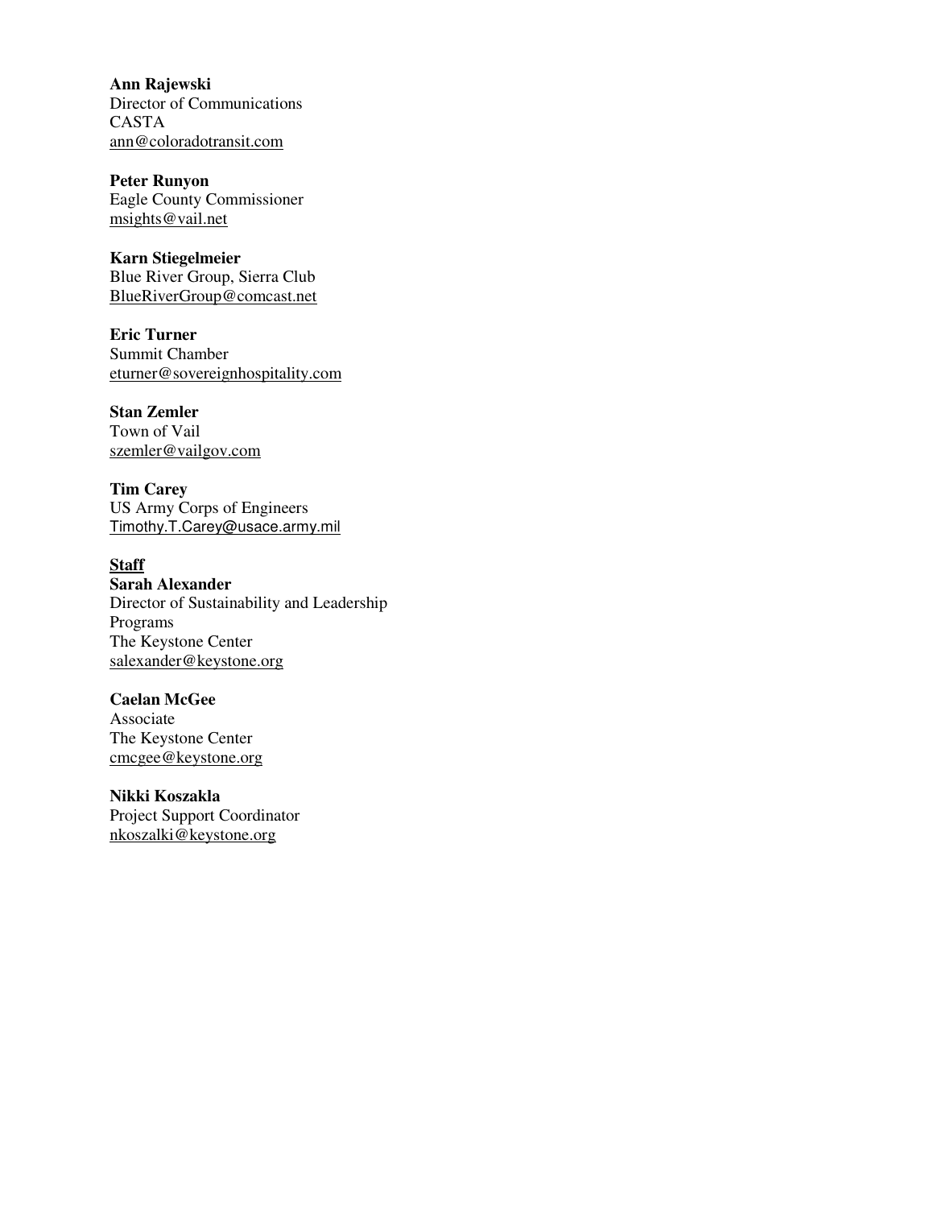**Ann Rajewski**
Director of Communications
CASTA
ann@coloradotransit.com

**Peter Runyon**
Eagle County Commissioner
msights@vail.net

**Karn Stiegelmeier**
Blue River Group, Sierra Club
BlueRiverGroup@comcast.net

**Eric Turner**
Summit Chamber
eturner@sovereignhospitality.com

**Stan Zemler**
Town of Vail
szemler@vailgov.com

**Tim Carey**
US Army Corps of Engineers
Timothy.T.Carey@usace.army.mil

**Staff**

**Sarah Alexander**
Director of Sustainability and Leadership Programs
The Keystone Center
salexander@keystone.org

**Caelan McGee**
Associate
The Keystone Center
cmcgee@keystone.org

**Nikki Koszakla**
Project Support Coordinator
nkoszalki@keystone.org